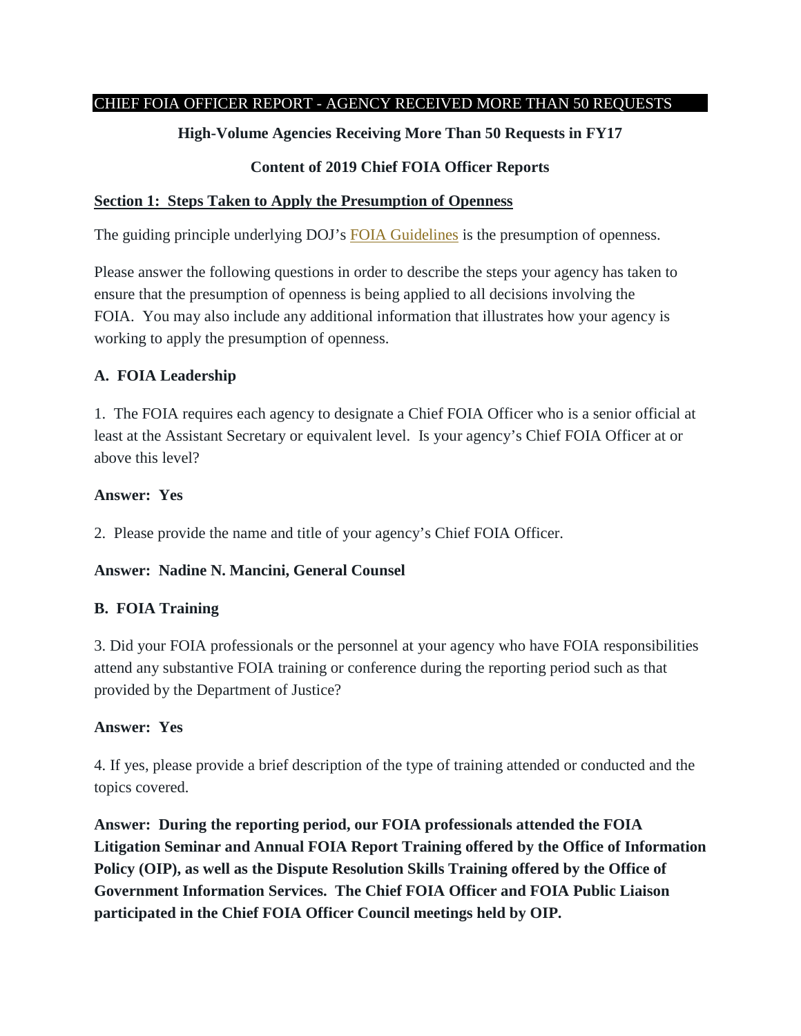CHIEF FOIA OFFICER REPORT - AGENCY RECEIVED MORE THAN 50 REQUESTS

**High-Volume Agencies Receiving More Than 50 Requests in FY17**

**Content of 2019 Chief FOIA Officer Reports**

## Section 1: Steps Taken to Apply the Presumption of Openness

The guiding principle underlying DOJ's FOIA Guidelines is the presumption of openness.

Please answer the following questions in order to describe the steps your agency has taken to ensure that the presumption of openness is being applied to all decisions involving the FOIA. You may also include any additional information that illustrates how your agency is working to apply the presumption of openness.

### A. FOIA Leadership

1. The FOIA requires each agency to designate a Chief FOIA Officer who is a senior official at least at the Assistant Secretary or equivalent level. Is your agency's Chief FOIA Officer at or above this level?

**Answer: Yes**

2. Please provide the name and title of your agency's Chief FOIA Officer.

**Answer: Nadine N. Mancini, General Counsel**

### B. FOIA Training

3. Did your FOIA professionals or the personnel at your agency who have FOIA responsibilities attend any substantive FOIA training or conference during the reporting period such as that provided by the Department of Justice?

**Answer: Yes**

4. If yes, please provide a brief description of the type of training attended or conducted and the topics covered.

**Answer: During the reporting period, our FOIA professionals attended the FOIA Litigation Seminar and Annual FOIA Report Training offered by the Office of Information Policy (OIP), as well as the Dispute Resolution Skills Training offered by the Office of Government Information Services. The Chief FOIA Officer and FOIA Public Liaison participated in the Chief FOIA Officer Council meetings held by OIP.**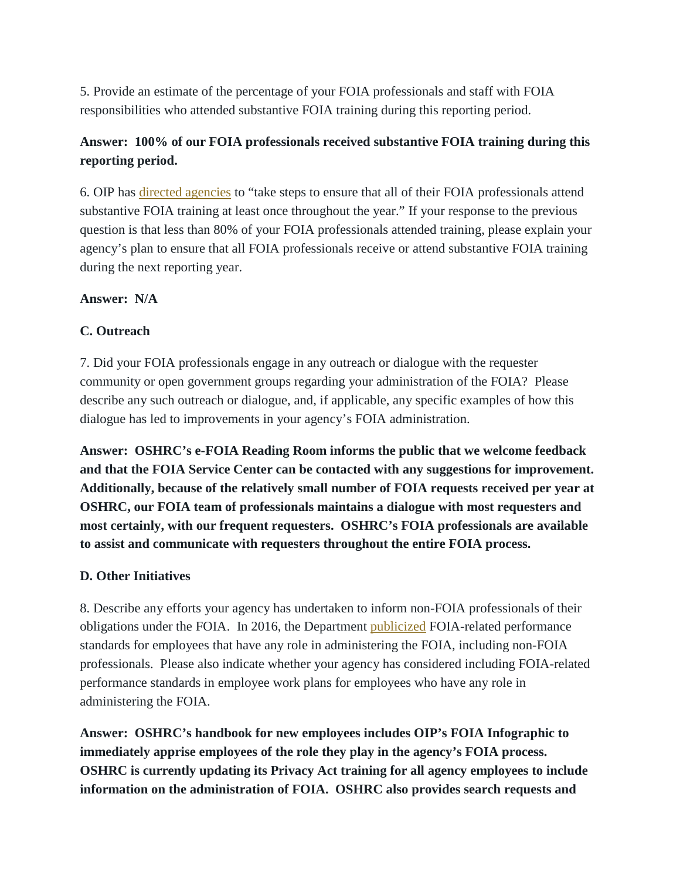5. Provide an estimate of the percentage of your FOIA professionals and staff with FOIA responsibilities who attended substantive FOIA training during this reporting period.

**Answer: 100% of our FOIA professionals received substantive FOIA training during this reporting period.**

6. OIP has directed agencies to "take steps to ensure that all of their FOIA professionals attend substantive FOIA training at least once throughout the year." If your response to the previous question is that less than 80% of your FOIA professionals attended training, please explain your agency's plan to ensure that all FOIA professionals receive or attend substantive FOIA training during the next reporting year.

**Answer: N/A**

### C. Outreach

7. Did your FOIA professionals engage in any outreach or dialogue with the requester community or open government groups regarding your administration of the FOIA? Please describe any such outreach or dialogue, and, if applicable, any specific examples of how this dialogue has led to improvements in your agency's FOIA administration.

**Answer: OSHRC's e-FOIA Reading Room informs the public that we welcome feedback and that the FOIA Service Center can be contacted with any suggestions for improvement. Additionally, because of the relatively small number of FOIA requests received per year at OSHRC, our FOIA team of professionals maintains a dialogue with most requesters and most certainly, with our frequent requesters. OSHRC's FOIA professionals are available to assist and communicate with requesters throughout the entire FOIA process.**

### D. Other Initiatives

8. Describe any efforts your agency has undertaken to inform non-FOIA professionals of their obligations under the FOIA. In 2016, the Department publicized FOIA-related performance standards for employees that have any role in administering the FOIA, including non-FOIA professionals. Please also indicate whether your agency has considered including FOIA-related performance standards in employee work plans for employees who have any role in administering the FOIA.

**Answer: OSHRC's handbook for new employees includes OIP's FOIA Infographic to immediately apprise employees of the role they play in the agency's FOIA process. OSHRC is currently updating its Privacy Act training for all agency employees to include information on the administration of FOIA. OSHRC also provides search requests and**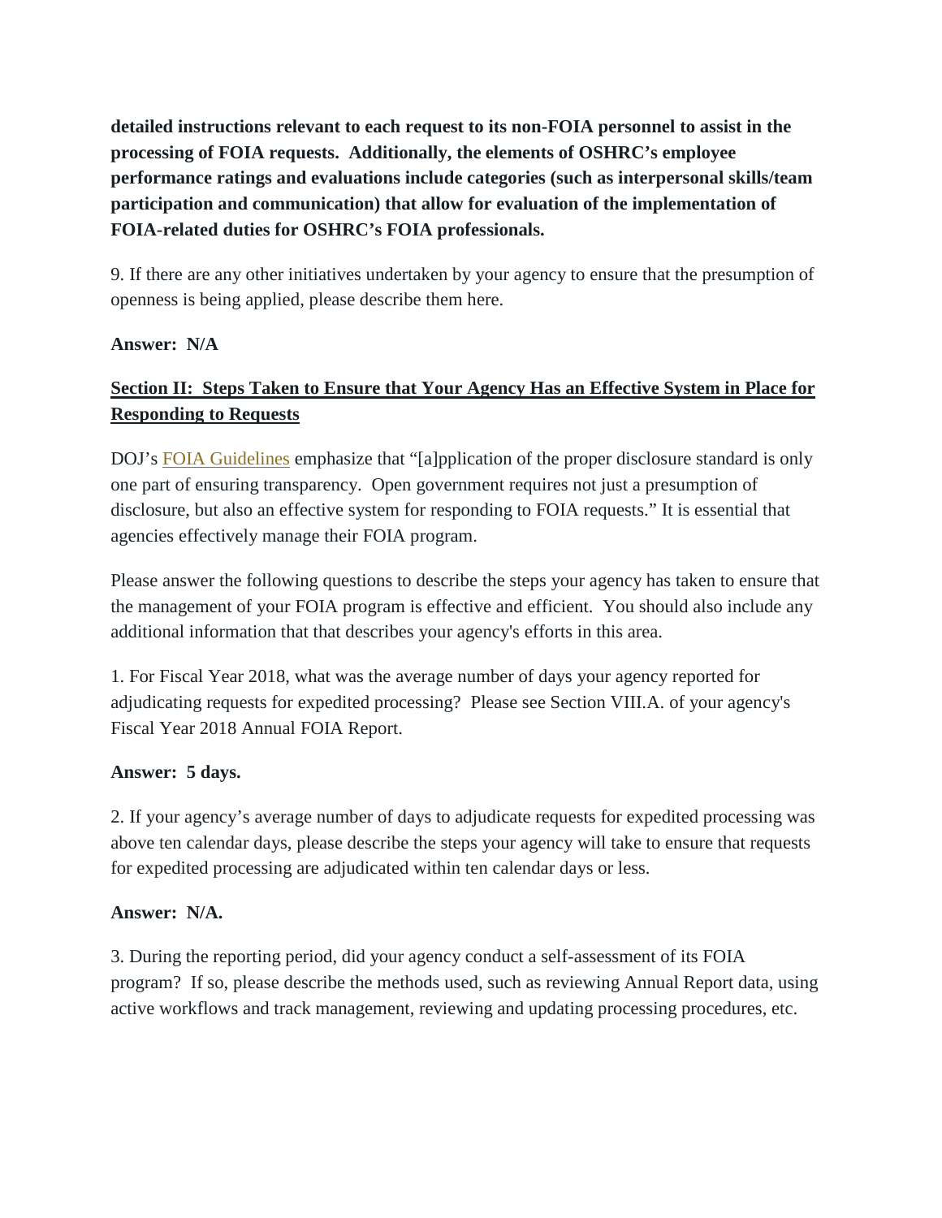**detailed instructions relevant to each request to its non-FOIA personnel to assist in the processing of FOIA requests. Additionally, the elements of OSHRC's employee performance ratings and evaluations include categories (such as interpersonal skills/team participation and communication) that allow for evaluation of the implementation of FOIA-related duties for OSHRC's FOIA professionals.**

9. If there are any other initiatives undertaken by your agency to ensure that the presumption of openness is being applied, please describe them here.

**Answer: N/A**

## Section II: Steps Taken to Ensure that Your Agency Has an Effective System in Place for Responding to Requests

DOJ's FOIA Guidelines emphasize that "[a]pplication of the proper disclosure standard is only one part of ensuring transparency. Open government requires not just a presumption of disclosure, but also an effective system for responding to FOIA requests." It is essential that agencies effectively manage their FOIA program.

Please answer the following questions to describe the steps your agency has taken to ensure that the management of your FOIA program is effective and efficient. You should also include any additional information that that describes your agency's efforts in this area.

1. For Fiscal Year 2018, what was the average number of days your agency reported for adjudicating requests for expedited processing? Please see Section VIII.A. of your agency's Fiscal Year 2018 Annual FOIA Report.

**Answer: 5 days.**

2. If your agency's average number of days to adjudicate requests for expedited processing was above ten calendar days, please describe the steps your agency will take to ensure that requests for expedited processing are adjudicated within ten calendar days or less.

**Answer: N/A.**

3. During the reporting period, did your agency conduct a self-assessment of its FOIA program? If so, please describe the methods used, such as reviewing Annual Report data, using active workflows and track management, reviewing and updating processing procedures, etc.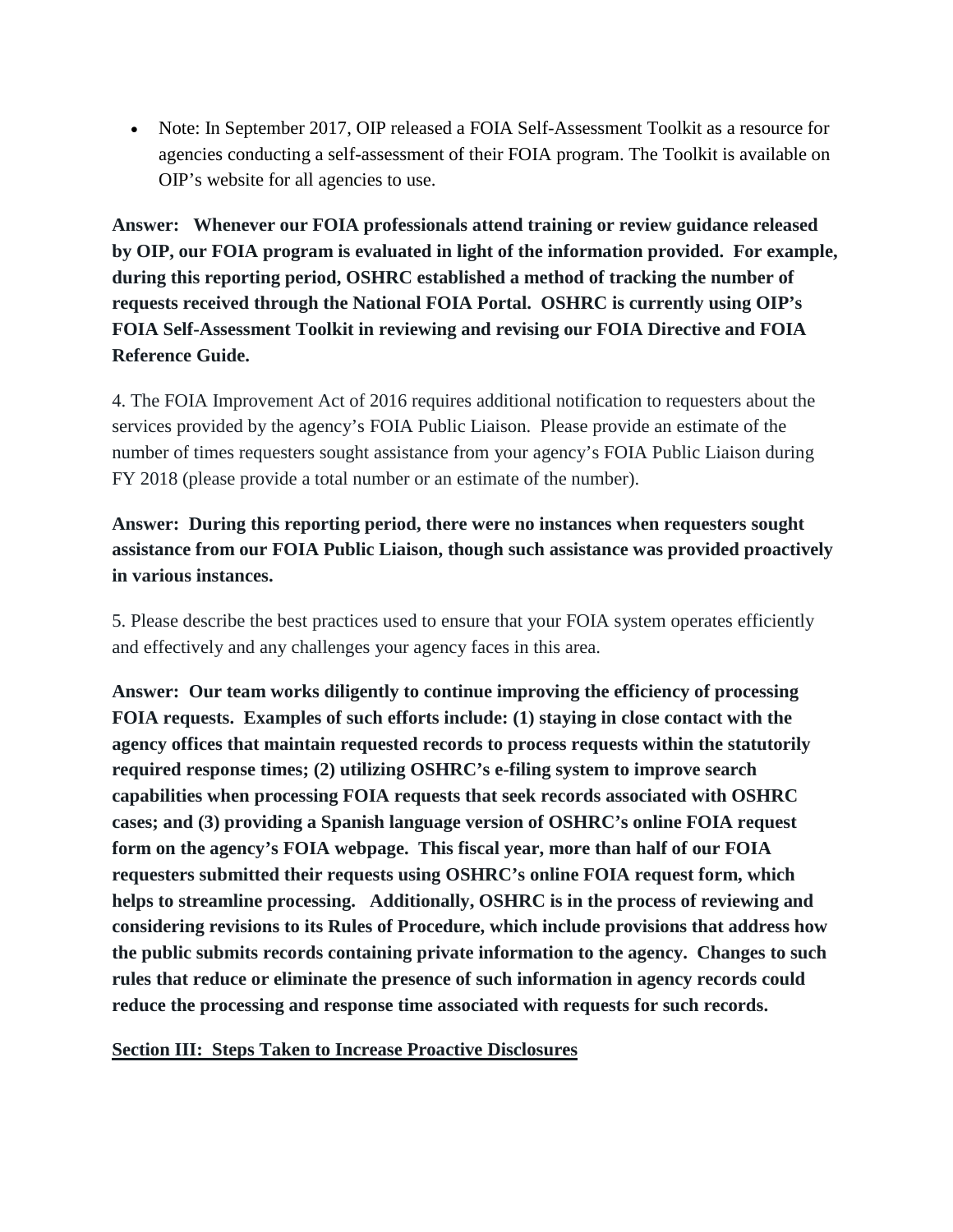- Note: In September 2017, OIP released a FOIA Self-Assessment Toolkit as a resource for agencies conducting a self-assessment of their FOIA program. The Toolkit is available on OIP's website for all agencies to use.

**Answer: Whenever our FOIA professionals attend training or review guidance released by OIP, our FOIA program is evaluated in light of the information provided. For example, during this reporting period, OSHRC established a method of tracking the number of requests received through the National FOIA Portal. OSHRC is currently using OIP's FOIA Self-Assessment Toolkit in reviewing and revising our FOIA Directive and FOIA Reference Guide.**

4. The FOIA Improvement Act of 2016 requires additional notification to requesters about the services provided by the agency's FOIA Public Liaison. Please provide an estimate of the number of times requesters sought assistance from your agency's FOIA Public Liaison during FY 2018 (please provide a total number or an estimate of the number).

**Answer: During this reporting period, there were no instances when requesters sought assistance from our FOIA Public Liaison, though such assistance was provided proactively in various instances.**

5. Please describe the best practices used to ensure that your FOIA system operates efficiently and effectively and any challenges your agency faces in this area.

**Answer: Our team works diligently to continue improving the efficiency of processing FOIA requests. Examples of such efforts include: (1) staying in close contact with the agency offices that maintain requested records to process requests within the statutorily required response times; (2) utilizing OSHRC's e-filing system to improve search capabilities when processing FOIA requests that seek records associated with OSHRC cases; and (3) providing a Spanish language version of OSHRC's online FOIA request form on the agency's FOIA webpage. This fiscal year, more than half of our FOIA requesters submitted their requests using OSHRC's online FOIA request form, which helps to streamline processing. Additionally, OSHRC is in the process of reviewing and considering revisions to its Rules of Procedure, which include provisions that address how the public submits records containing private information to the agency. Changes to such rules that reduce or eliminate the presence of such information in agency records could reduce the processing and response time associated with requests for such records.**

## Section III: Steps Taken to Increase Proactive Disclosures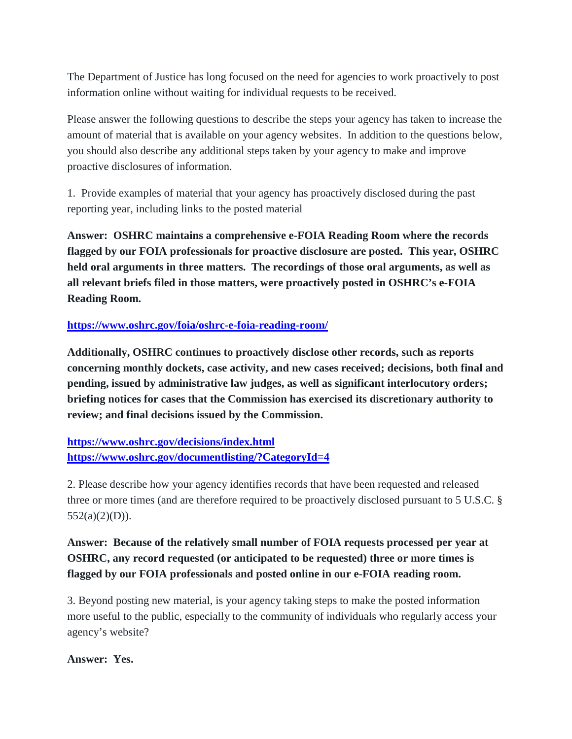The Department of Justice has long focused on the need for agencies to work proactively to post information online without waiting for individual requests to be received.

Please answer the following questions to describe the steps your agency has taken to increase the amount of material that is available on your agency websites. In addition to the questions below, you should also describe any additional steps taken by your agency to make and improve proactive disclosures of information.

1. Provide examples of material that your agency has proactively disclosed during the past reporting year, including links to the posted material

**Answer: OSHRC maintains a comprehensive e-FOIA Reading Room where the records flagged by our FOIA professionals for proactive disclosure are posted. This year, OSHRC held oral arguments in three matters. The recordings of those oral arguments, as well as all relevant briefs filed in those matters, were proactively posted in OSHRC's e-FOIA Reading Room.**

**https://www.oshrc.gov/foia/oshrc-e-foia-reading-room/**

**Additionally, OSHRC continues to proactively disclose other records, such as reports concerning monthly dockets, case activity, and new cases received; decisions, both final and pending, issued by administrative law judges, as well as significant interlocutory orders; briefing notices for cases that the Commission has exercised its discretionary authority to review; and final decisions issued by the Commission.**

**https://www.oshrc.gov/decisions/index.html**
**https://www.oshrc.gov/documentlisting/?CategoryId=4**

2. Please describe how your agency identifies records that have been requested and released three or more times (and are therefore required to be proactively disclosed pursuant to 5 U.S.C. § 552(a)(2)(D)).

**Answer: Because of the relatively small number of FOIA requests processed per year at OSHRC, any record requested (or anticipated to be requested) three or more times is flagged by our FOIA professionals and posted online in our e-FOIA reading room.**

3. Beyond posting new material, is your agency taking steps to make the posted information more useful to the public, especially to the community of individuals who regularly access your agency's website?

**Answer: Yes.**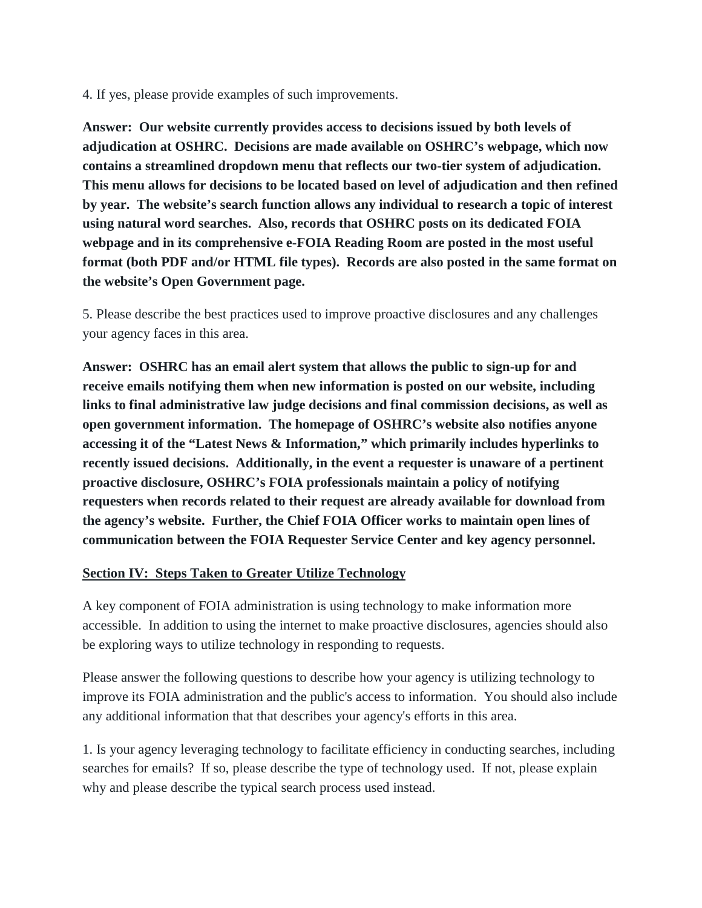4. If yes, please provide examples of such improvements.

**Answer: Our website currently provides access to decisions issued by both levels of adjudication at OSHRC. Decisions are made available on OSHRC's webpage, which now contains a streamlined dropdown menu that reflects our two-tier system of adjudication. This menu allows for decisions to be located based on level of adjudication and then refined by year. The website's search function allows any individual to research a topic of interest using natural word searches. Also, records that OSHRC posts on its dedicated FOIA webpage and in its comprehensive e-FOIA Reading Room are posted in the most useful format (both PDF and/or HTML file types). Records are also posted in the same format on the website's Open Government page.**

5. Please describe the best practices used to improve proactive disclosures and any challenges your agency faces in this area.

**Answer: OSHRC has an email alert system that allows the public to sign-up for and receive emails notifying them when new information is posted on our website, including links to final administrative law judge decisions and final commission decisions, as well as open government information. The homepage of OSHRC's website also notifies anyone accessing it of the "Latest News & Information," which primarily includes hyperlinks to recently issued decisions. Additionally, in the event a requester is unaware of a pertinent proactive disclosure, OSHRC's FOIA professionals maintain a policy of notifying requesters when records related to their request are already available for download from the agency's website. Further, the Chief FOIA Officer works to maintain open lines of communication between the FOIA Requester Service Center and key agency personnel.**

## Section IV: Steps Taken to Greater Utilize Technology

A key component of FOIA administration is using technology to make information more accessible. In addition to using the internet to make proactive disclosures, agencies should also be exploring ways to utilize technology in responding to requests.

Please answer the following questions to describe how your agency is utilizing technology to improve its FOIA administration and the public's access to information. You should also include any additional information that that describes your agency's efforts in this area.

1. Is your agency leveraging technology to facilitate efficiency in conducting searches, including searches for emails? If so, please describe the type of technology used. If not, please explain why and please describe the typical search process used instead.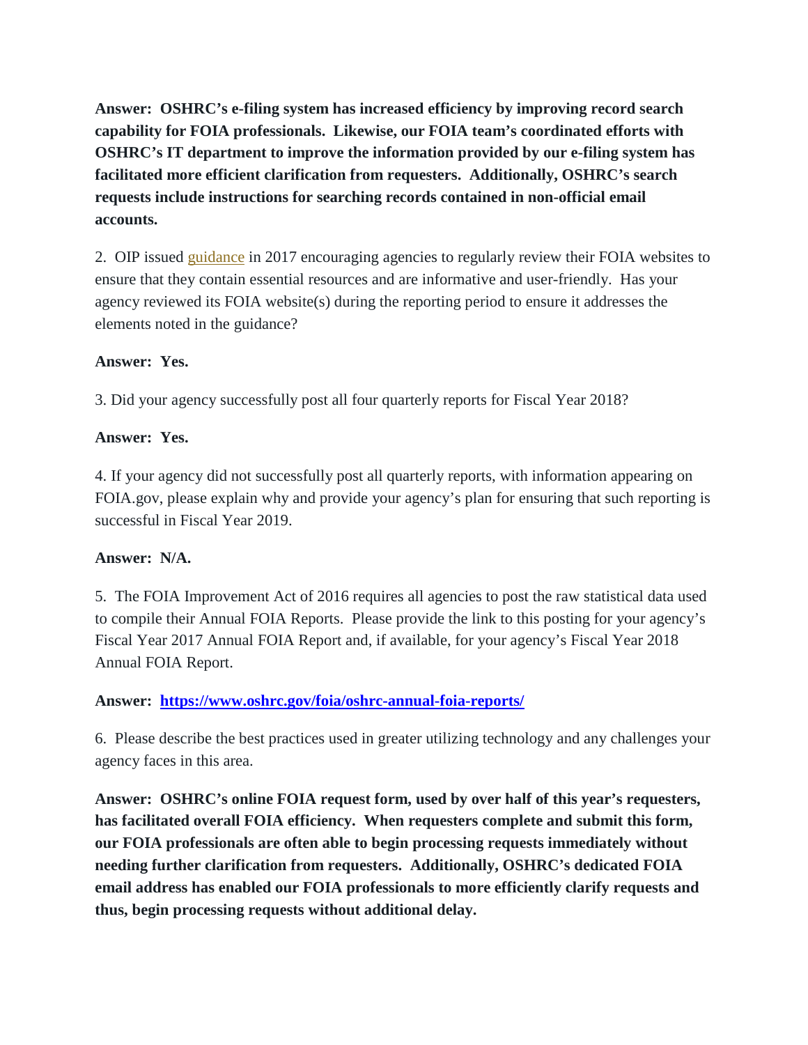**Answer: OSHRC's e-filing system has increased efficiency by improving record search capability for FOIA professionals. Likewise, our FOIA team's coordinated efforts with OSHRC's IT department to improve the information provided by our e-filing system has facilitated more efficient clarification from requesters. Additionally, OSHRC's search requests include instructions for searching records contained in non-official email accounts.**

2. OIP issued guidance in 2017 encouraging agencies to regularly review their FOIA websites to ensure that they contain essential resources and are informative and user-friendly. Has your agency reviewed its FOIA website(s) during the reporting period to ensure it addresses the elements noted in the guidance?

**Answer: Yes.**

3. Did your agency successfully post all four quarterly reports for Fiscal Year 2018?

**Answer: Yes.**

4. If your agency did not successfully post all quarterly reports, with information appearing on FOIA.gov, please explain why and provide your agency's plan for ensuring that such reporting is successful in Fiscal Year 2019.

**Answer: N/A.**

5. The FOIA Improvement Act of 2016 requires all agencies to post the raw statistical data used to compile their Annual FOIA Reports. Please provide the link to this posting for your agency's Fiscal Year 2017 Annual FOIA Report and, if available, for your agency's Fiscal Year 2018 Annual FOIA Report.

**Answer: https://www.oshrc.gov/foia/oshrc-annual-foia-reports/**

6. Please describe the best practices used in greater utilizing technology and any challenges your agency faces in this area.

**Answer: OSHRC's online FOIA request form, used by over half of this year's requesters, has facilitated overall FOIA efficiency. When requesters complete and submit this form, our FOIA professionals are often able to begin processing requests immediately without needing further clarification from requesters. Additionally, OSHRC's dedicated FOIA email address has enabled our FOIA professionals to more efficiently clarify requests and thus, begin processing requests without additional delay.**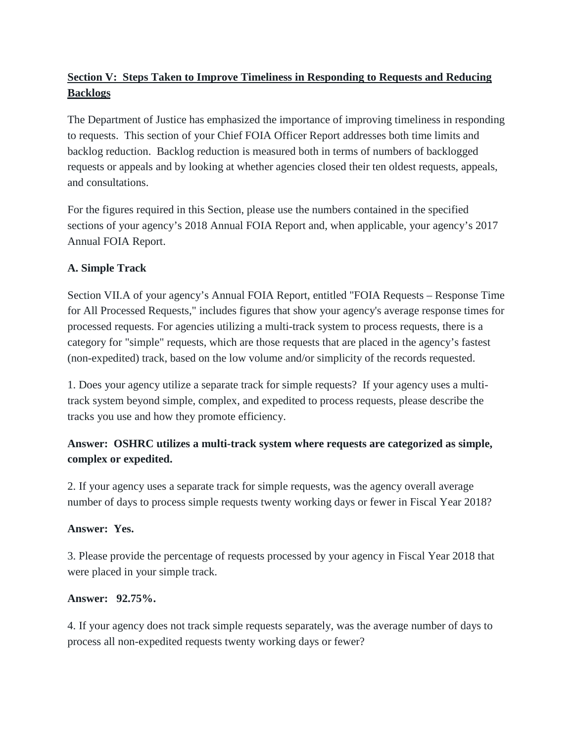## Section V: Steps Taken to Improve Timeliness in Responding to Requests and Reducing Backlogs

The Department of Justice has emphasized the importance of improving timeliness in responding to requests. This section of your Chief FOIA Officer Report addresses both time limits and backlog reduction. Backlog reduction is measured both in terms of numbers of backlogged requests or appeals and by looking at whether agencies closed their ten oldest requests, appeals, and consultations.

For the figures required in this Section, please use the numbers contained in the specified sections of your agency's 2018 Annual FOIA Report and, when applicable, your agency's 2017 Annual FOIA Report.

### A. Simple Track

Section VII.A of your agency's Annual FOIA Report, entitled "FOIA Requests – Response Time for All Processed Requests," includes figures that show your agency's average response times for processed requests. For agencies utilizing a multi-track system to process requests, there is a category for "simple" requests, which are those requests that are placed in the agency's fastest (non-expedited) track, based on the low volume and/or simplicity of the records requested.

1. Does your agency utilize a separate track for simple requests? If your agency uses a multi-track system beyond simple, complex, and expedited to process requests, please describe the tracks you use and how they promote efficiency.

**Answer: OSHRC utilizes a multi-track system where requests are categorized as simple, complex or expedited.**

2. If your agency uses a separate track for simple requests, was the agency overall average number of days to process simple requests twenty working days or fewer in Fiscal Year 2018?

**Answer: Yes.**

3. Please provide the percentage of requests processed by your agency in Fiscal Year 2018 that were placed in your simple track.

**Answer: 92.75%.**

4. If your agency does not track simple requests separately, was the average number of days to process all non-expedited requests twenty working days or fewer?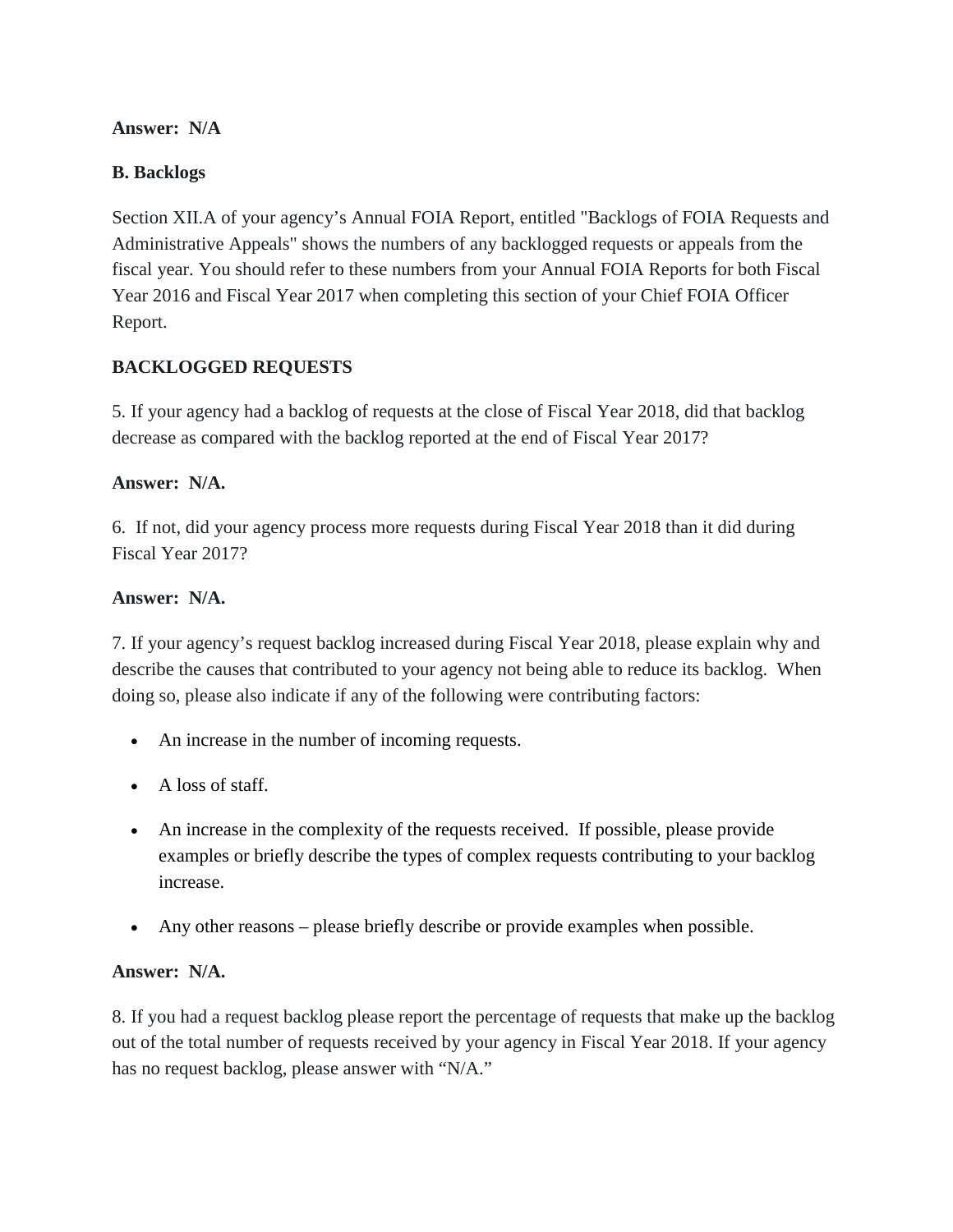**Answer: N/A**

**B. Backlogs**

Section XII.A of your agency's Annual FOIA Report, entitled "Backlogs of FOIA Requests and Administrative Appeals" shows the numbers of any backlogged requests or appeals from the fiscal year. You should refer to these numbers from your Annual FOIA Reports for both Fiscal Year 2016 and Fiscal Year 2017 when completing this section of your Chief FOIA Officer Report.

**BACKLOGGED REQUESTS**

5. If your agency had a backlog of requests at the close of Fiscal Year 2018, did that backlog decrease as compared with the backlog reported at the end of Fiscal Year 2017?

**Answer: N/A.**

6. If not, did your agency process more requests during Fiscal Year 2018 than it did during Fiscal Year 2017?

**Answer: N/A.**

7. If your agency's request backlog increased during Fiscal Year 2018, please explain why and describe the causes that contributed to your agency not being able to reduce its backlog. When doing so, please also indicate if any of the following were contributing factors:

- An increase in the number of incoming requests.
- A loss of staff.
- An increase in the complexity of the requests received. If possible, please provide examples or briefly describe the types of complex requests contributing to your backlog increase.
- Any other reasons – please briefly describe or provide examples when possible.

**Answer: N/A.**

8. If you had a request backlog please report the percentage of requests that make up the backlog out of the total number of requests received by your agency in Fiscal Year 2018. If your agency has no request backlog, please answer with "N/A."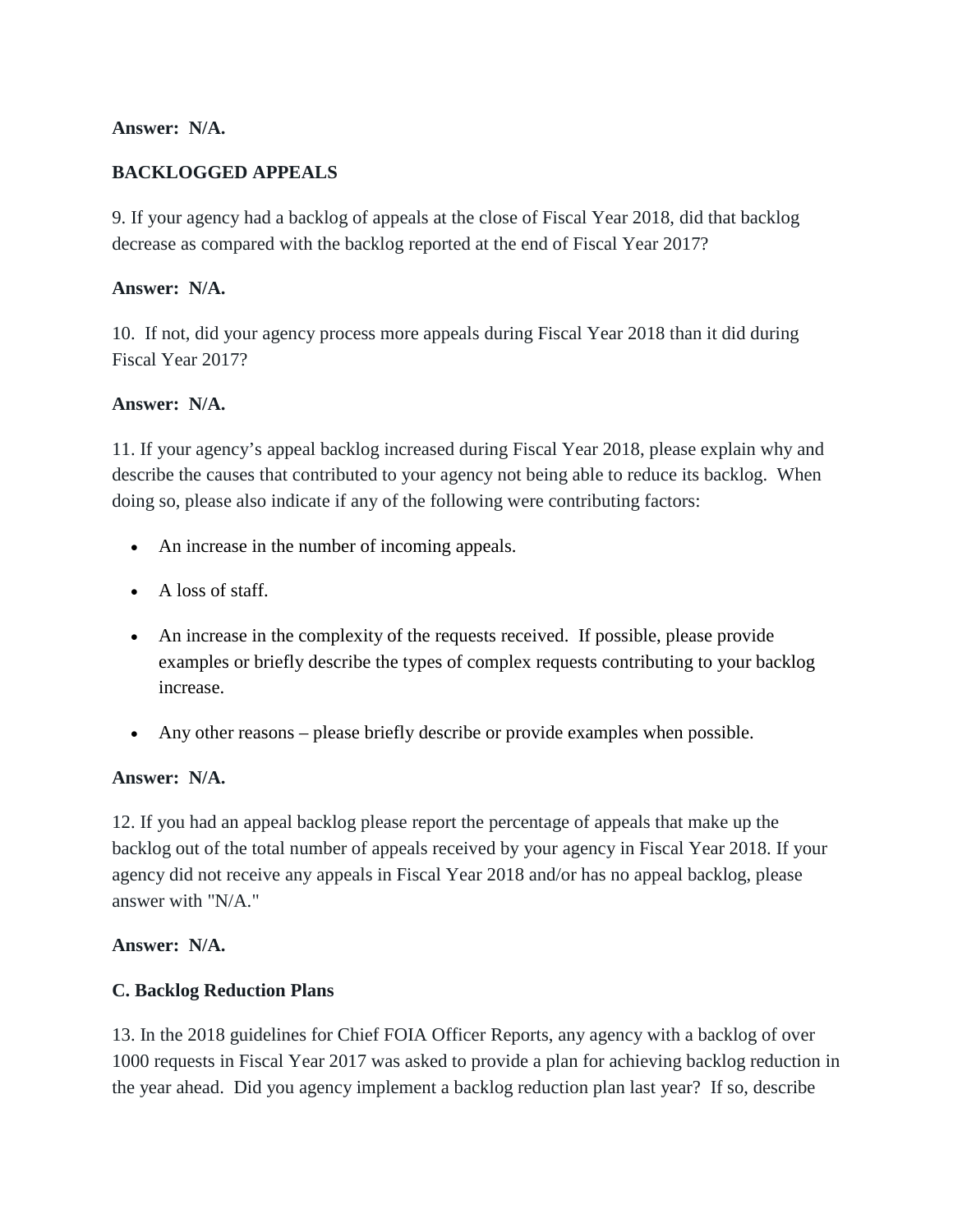**Answer: N/A.**

**BACKLOGGED APPEALS**

9. If your agency had a backlog of appeals at the close of Fiscal Year 2018, did that backlog decrease as compared with the backlog reported at the end of Fiscal Year 2017?

**Answer: N/A.**

10. If not, did your agency process more appeals during Fiscal Year 2018 than it did during Fiscal Year 2017?

**Answer: N/A.**

11. If your agency's appeal backlog increased during Fiscal Year 2018, please explain why and describe the causes that contributed to your agency not being able to reduce its backlog. When doing so, please also indicate if any of the following were contributing factors:

- An increase in the number of incoming appeals.
- A loss of staff.
- An increase in the complexity of the requests received. If possible, please provide examples or briefly describe the types of complex requests contributing to your backlog increase.
- Any other reasons – please briefly describe or provide examples when possible.

**Answer: N/A.**

12. If you had an appeal backlog please report the percentage of appeals that make up the backlog out of the total number of appeals received by your agency in Fiscal Year 2018. If your agency did not receive any appeals in Fiscal Year 2018 and/or has no appeal backlog, please answer with "N/A."

**Answer: N/A.**

**C. Backlog Reduction Plans**

13. In the 2018 guidelines for Chief FOIA Officer Reports, any agency with a backlog of over 1000 requests in Fiscal Year 2017 was asked to provide a plan for achieving backlog reduction in the year ahead. Did you agency implement a backlog reduction plan last year? If so, describe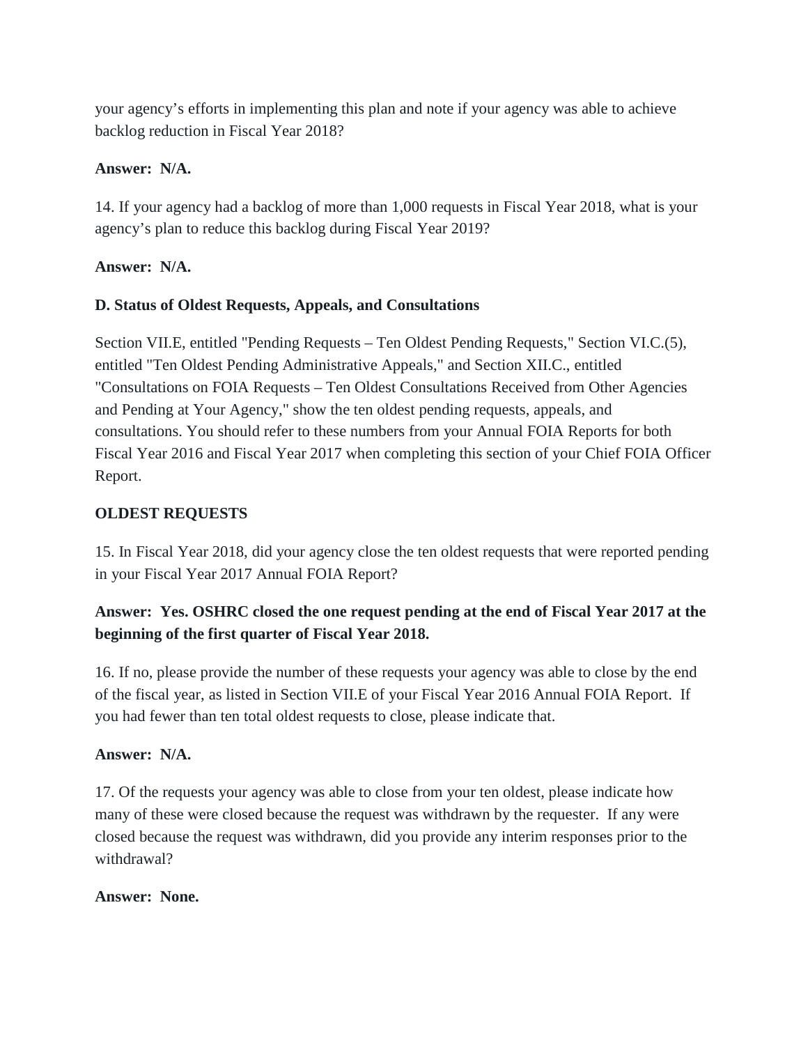your agency's efforts in implementing this plan and note if your agency was able to achieve backlog reduction in Fiscal Year 2018?

**Answer: N/A.**

14. If your agency had a backlog of more than 1,000 requests in Fiscal Year 2018, what is your agency's plan to reduce this backlog during Fiscal Year 2019?

**Answer: N/A.**

**D. Status of Oldest Requests, Appeals, and Consultations**

Section VII.E, entitled "Pending Requests – Ten Oldest Pending Requests," Section VI.C.(5), entitled "Ten Oldest Pending Administrative Appeals," and Section XII.C., entitled "Consultations on FOIA Requests – Ten Oldest Consultations Received from Other Agencies and Pending at Your Agency," show the ten oldest pending requests, appeals, and consultations. You should refer to these numbers from your Annual FOIA Reports for both Fiscal Year 2016 and Fiscal Year 2017 when completing this section of your Chief FOIA Officer Report.

**OLDEST REQUESTS**

15. In Fiscal Year 2018, did your agency close the ten oldest requests that were reported pending in your Fiscal Year 2017 Annual FOIA Report?

**Answer: Yes. OSHRC closed the one request pending at the end of Fiscal Year 2017 at the beginning of the first quarter of Fiscal Year 2018.**

16. If no, please provide the number of these requests your agency was able to close by the end of the fiscal year, as listed in Section VII.E of your Fiscal Year 2016 Annual FOIA Report. If you had fewer than ten total oldest requests to close, please indicate that.

**Answer: N/A.**

17. Of the requests your agency was able to close from your ten oldest, please indicate how many of these were closed because the request was withdrawn by the requester. If any were closed because the request was withdrawn, did you provide any interim responses prior to the withdrawal?

**Answer: None.**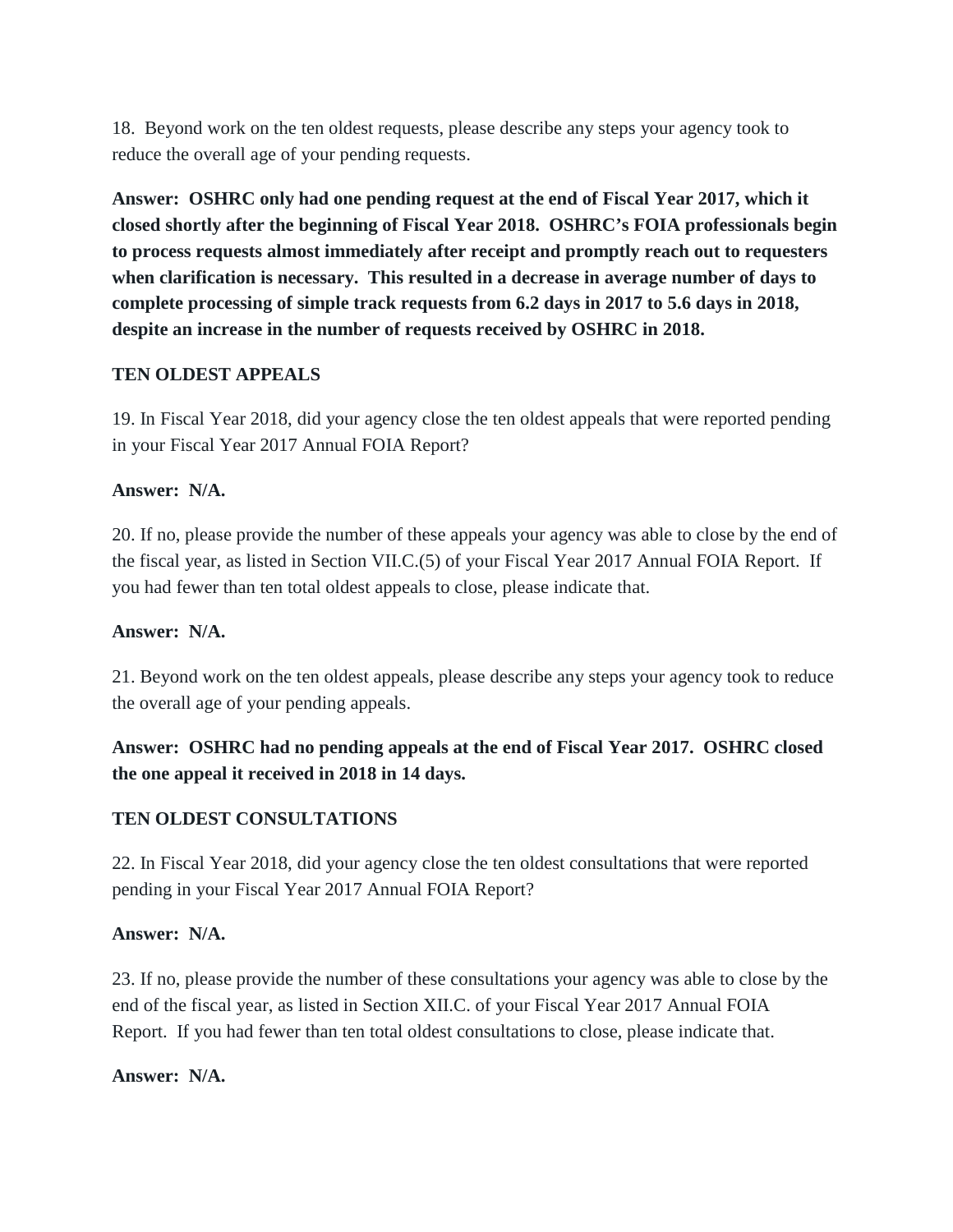18. Beyond work on the ten oldest requests, please describe any steps your agency took to reduce the overall age of your pending requests.

**Answer: OSHRC only had one pending request at the end of Fiscal Year 2017, which it closed shortly after the beginning of Fiscal Year 2018. OSHRC's FOIA professionals begin to process requests almost immediately after receipt and promptly reach out to requesters when clarification is necessary. This resulted in a decrease in average number of days to complete processing of simple track requests from 6.2 days in 2017 to 5.6 days in 2018, despite an increase in the number of requests received by OSHRC in 2018.**

**TEN OLDEST APPEALS**

19. In Fiscal Year 2018, did your agency close the ten oldest appeals that were reported pending in your Fiscal Year 2017 Annual FOIA Report?

**Answer: N/A.**

20. If no, please provide the number of these appeals your agency was able to close by the end of the fiscal year, as listed in Section VII.C.(5) of your Fiscal Year 2017 Annual FOIA Report. If you had fewer than ten total oldest appeals to close, please indicate that.

**Answer: N/A.**

21. Beyond work on the ten oldest appeals, please describe any steps your agency took to reduce the overall age of your pending appeals.

**Answer: OSHRC had no pending appeals at the end of Fiscal Year 2017. OSHRC closed the one appeal it received in 2018 in 14 days.**

**TEN OLDEST CONSULTATIONS**

22. In Fiscal Year 2018, did your agency close the ten oldest consultations that were reported pending in your Fiscal Year 2017 Annual FOIA Report?

**Answer: N/A.**

23. If no, please provide the number of these consultations your agency was able to close by the end of the fiscal year, as listed in Section XII.C. of your Fiscal Year 2017 Annual FOIA Report. If you had fewer than ten total oldest consultations to close, please indicate that.

**Answer: N/A.**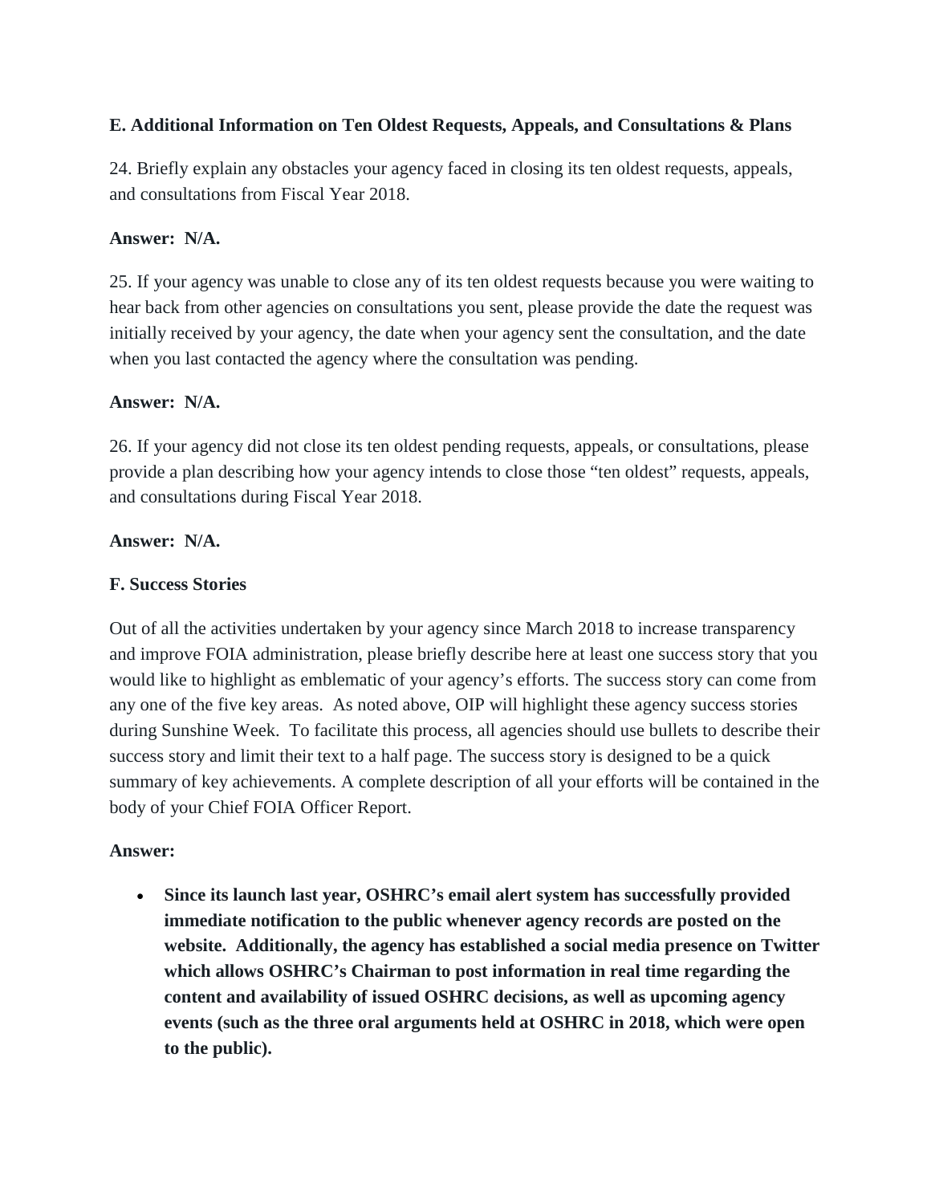**E. Additional Information on Ten Oldest Requests, Appeals, and Consultations & Plans**

24. Briefly explain any obstacles your agency faced in closing its ten oldest requests, appeals, and consultations from Fiscal Year 2018.

**Answer: N/A.**

25. If your agency was unable to close any of its ten oldest requests because you were waiting to hear back from other agencies on consultations you sent, please provide the date the request was initially received by your agency, the date when your agency sent the consultation, and the date when you last contacted the agency where the consultation was pending.

**Answer: N/A.**

26. If your agency did not close its ten oldest pending requests, appeals, or consultations, please provide a plan describing how your agency intends to close those "ten oldest" requests, appeals, and consultations during Fiscal Year 2018.

**Answer: N/A.**

**F. Success Stories**

Out of all the activities undertaken by your agency since March 2018 to increase transparency and improve FOIA administration, please briefly describe here at least one success story that you would like to highlight as emblematic of your agency's efforts. The success story can come from any one of the five key areas. As noted above, OIP will highlight these agency success stories during Sunshine Week. To facilitate this process, all agencies should use bullets to describe their success story and limit their text to a half page. The success story is designed to be a quick summary of key achievements. A complete description of all your efforts will be contained in the body of your Chief FOIA Officer Report.

**Answer:**

- **Since its launch last year, OSHRC's email alert system has successfully provided immediate notification to the public whenever agency records are posted on the website. Additionally, the agency has established a social media presence on Twitter which allows OSHRC's Chairman to post information in real time regarding the content and availability of issued OSHRC decisions, as well as upcoming agency events (such as the three oral arguments held at OSHRC in 2018, which were open to the public).**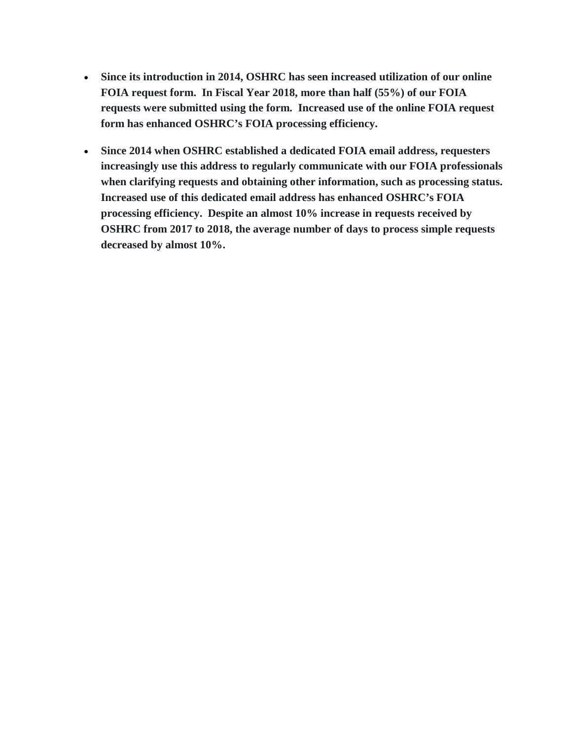- **Since its introduction in 2014, OSHRC has seen increased utilization of our online FOIA request form. In Fiscal Year 2018, more than half (55%) of our FOIA requests were submitted using the form. Increased use of the online FOIA request form has enhanced OSHRC's FOIA processing efficiency.**
- **Since 2014 when OSHRC established a dedicated FOIA email address, requesters increasingly use this address to regularly communicate with our FOIA professionals when clarifying requests and obtaining other information, such as processing status. Increased use of this dedicated email address has enhanced OSHRC's FOIA processing efficiency. Despite an almost 10% increase in requests received by OSHRC from 2017 to 2018, the average number of days to process simple requests decreased by almost 10%.**